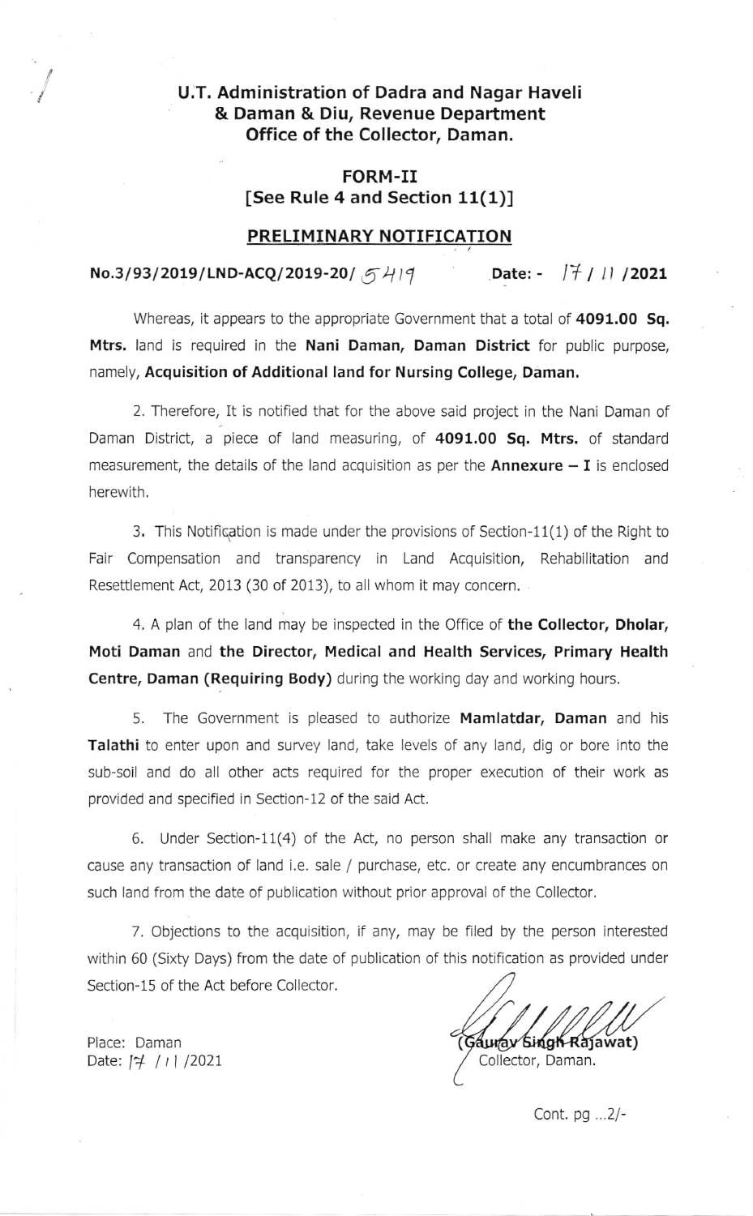**U.T. Administration of Dadra and Nagar Haveli & Daman & Diu, Revenue Department Office of the Collector, Daman.**

**FORM-II**
**[See Rule 4 and Section 11(1)]**

**PRELIMINARY NOTIFICATION**

**No.3/93/2019/LND-ACQ/2019-20/** 5419 **Date: -** 17 / 11 **/2021**

Whereas, it appears to the appropriate Government that a total of **4091.00 Sq. Mtrs.** land is required in the **Nani Daman, Daman District** for public purpose, namely, **Acquisition of Additional land for Nursing College, Daman.**

2. Therefore, It is notified that for the above said project in the Nani Daman of Daman District, a piece of land measuring, of **4091.00 Sq. Mtrs.** of standard measurement, the details of the land acquisition as per the **Annexure – I** is enclosed herewith.

3. This Notification is made under the provisions of Section-11(1) of the Right to Fair Compensation and transparency in Land Acquisition, Rehabilitation and Resettlement Act, 2013 (30 of 2013), to all whom it may concern.

4. A plan of the land may be inspected in the Office of **the Collector, Dholar, Moti Daman** and **the Director, Medical and Health Services, Primary Health Centre, Daman (Requiring Body)** during the working day and working hours.

5. The Government is pleased to authorize **Mamlatdar, Daman** and his **Talathi** to enter upon and survey land, take levels of any land, dig or bore into the sub-soil and do all other acts required for the proper execution of their work as provided and specified in Section-12 of the said Act.

6. Under Section-11(4) of the Act, no person shall make any transaction or cause any transaction of land i.e. sale / purchase, etc. or create any encumbrances on such land from the date of publication without prior approval of the Collector.

7. Objections to the acquisition, if any, may be filed by the person interested within 60 (Sixty Days) from the date of publication of this notification as provided under Section-15 of the Act before Collector.

Place: Daman
Date: 17 / 11 /2021

**(Gaurav Singh Rajawat)**
Collector, Daman.

Cont. pg ...2/-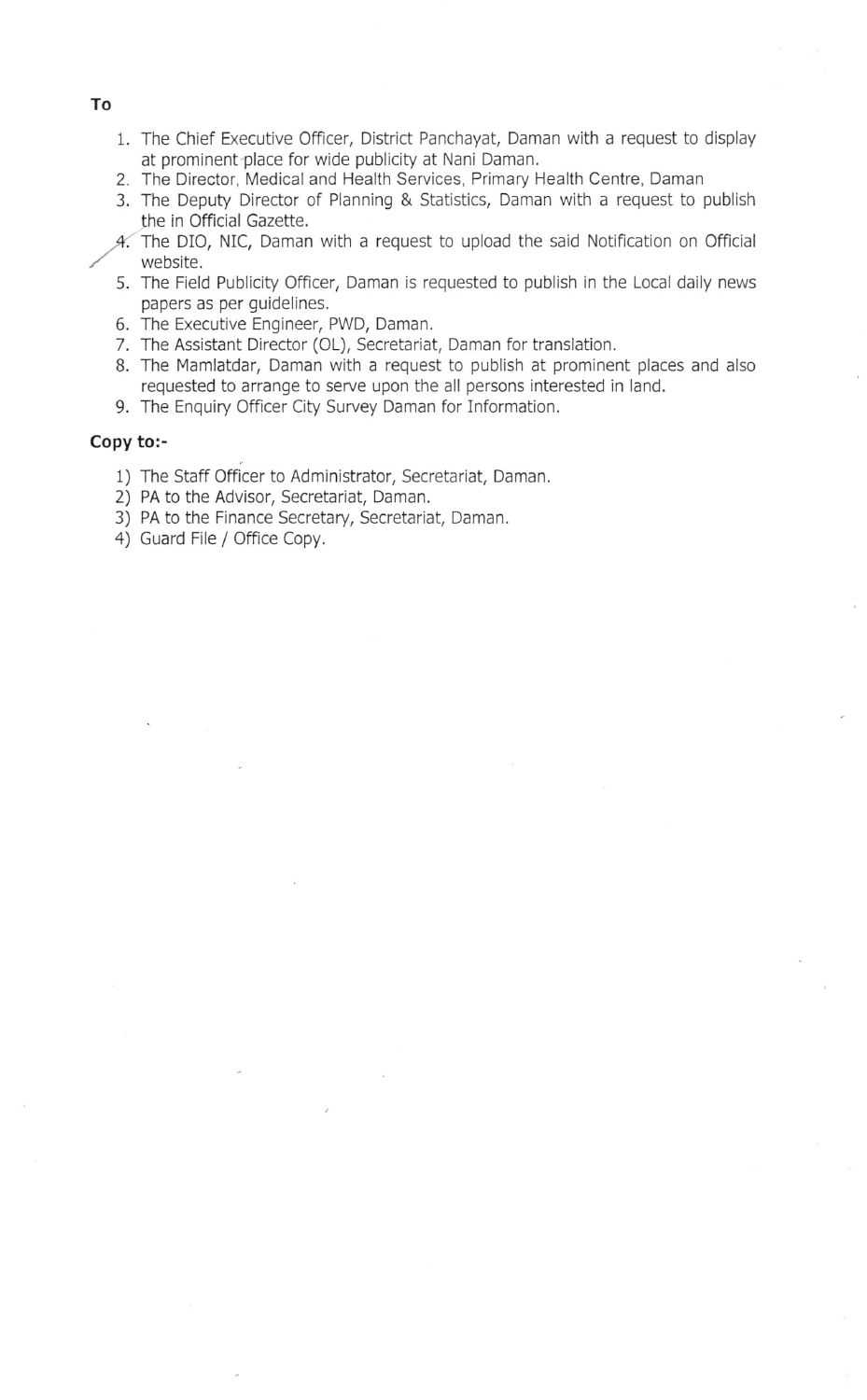**To**

1. The Chief Executive Officer, District Panchayat, Daman with a request to display at prominent place for wide publicity at Nani Daman.
2. The Director, Medical and Health Services, Primary Health Centre, Daman
3. The Deputy Director of Planning & Statistics, Daman with a request to publish the in Official Gazette.
4. The DIO, NIC, Daman with a request to upload the said Notification on Official website.
5. The Field Publicity Officer, Daman is requested to publish in the Local daily news papers as per guidelines.
6. The Executive Engineer, PWD, Daman.
7. The Assistant Director (OL), Secretariat, Daman for translation.
8. The Mamlatdar, Daman with a request to publish at prominent places and also requested to arrange to serve upon the all persons interested in land.
9. The Enquiry Officer City Survey Daman for Information.

**Copy to:-**

1) The Staff Officer to Administrator, Secretariat, Daman.
2) PA to the Advisor, Secretariat, Daman.
3) PA to the Finance Secretary, Secretariat, Daman.
4) Guard File / Office Copy.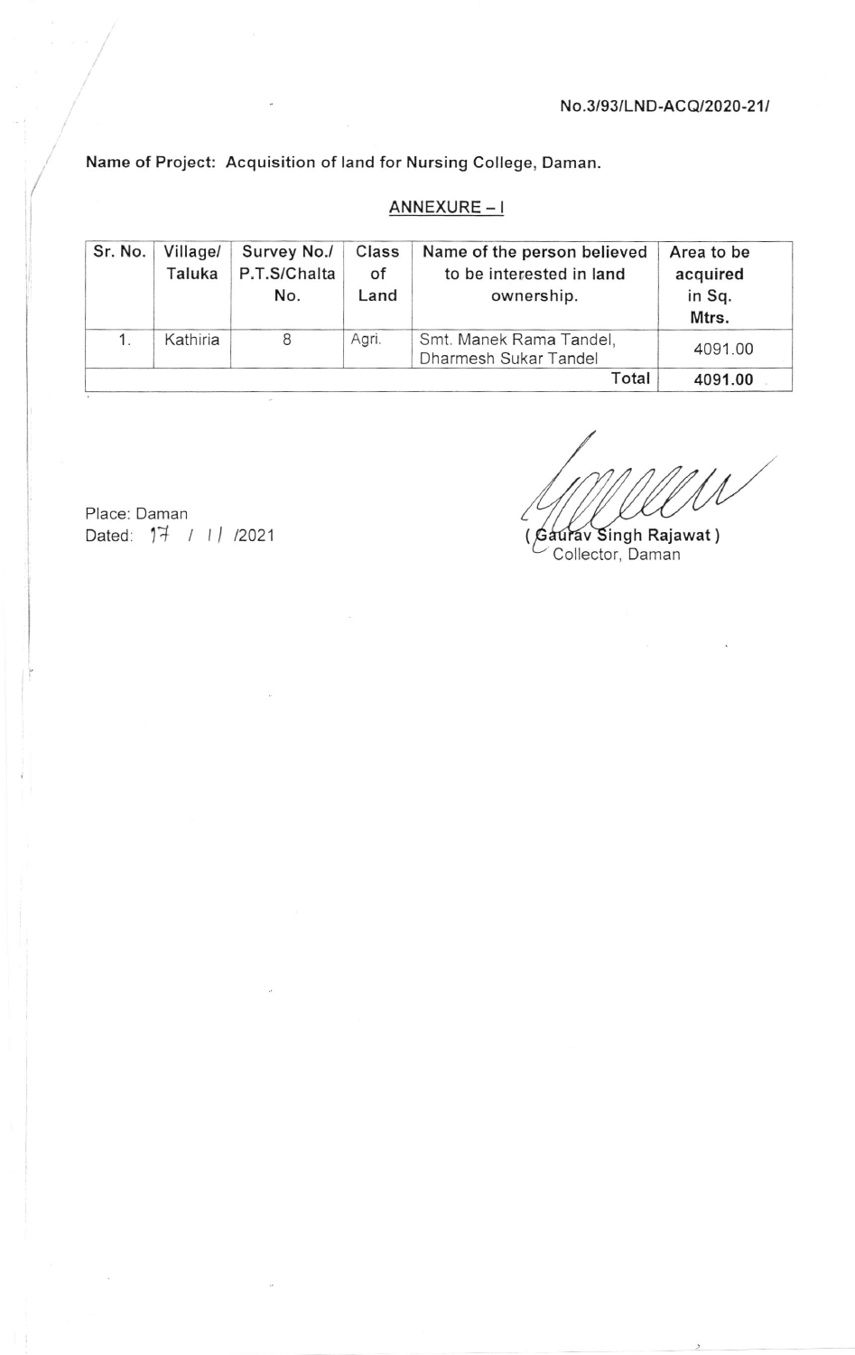No.3/93/LND-ACQ/2020-21/

**Name of Project: Acquisition of land for Nursing College, Daman.**

## ANNEXURE – I

| Sr. No. | Village/ Taluka | Survey No./ P.T.S/Chalta No. | Class of Land | Name of the person believed to be interested in land ownership. | Area to be acquired in Sq. Mtrs. |
|---|---|---|---|---|---|
| 1. | Kathiria | 8 | Agri. | Smt. Manek Rama Tandel, Dharmesh Sukar Tandel | 4091.00 |
| | | | | **Total** | **4091.00** |

Place: Daman
Dated: 17 / 11 /2021

**( Gaurav Singh Rajawat )**
Collector, Daman